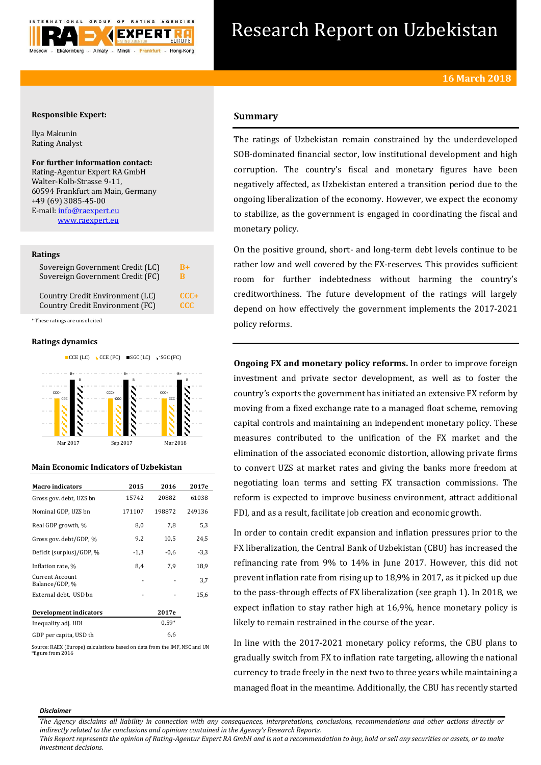# Research Report on Uzbekistan

**16 March 2018**

**Responsible Expert:**

Ilya Makunin
Rating Analyst

**For further information contact:**
Rating-Agentur Expert RA GmbH
Walter-Kolb-Strasse 9-11,
60594 Frankfurt am Main, Germany
+49 (69) 3085-45-00
E-mail: info@raexpert.eu
www.raexpert.eu

## Ratings

| | |
|---|---|
| Sovereign Government Credit (LC) | B+ |
| Sovereign Government Credit (FC) | B |
| Country Credit Environment (LC) | CCC+ |
| Country Credit Environment (FC) | CCC |

*These ratings are unsolicited

## Ratings dynamics

| | CCE (LC) | CCE (FC) | SGC (LC) | SGC (FC) |
|---|---|---|---|---|
| Mar 2017 | CCC+ | CCC | B+ | B |
| Sep 2017 | CCC+ | CCC | B+ | B |
| Mar 2018 | CCC+ | CCC | B+ | B |

## Main Economic Indicators of Uzbekistan

| Macro indicators | 2015 | 2016 | 2017e |
|---|---|---|---|
| Gross gov. debt, UZS bn | 15742 | 20882 | 61038 |
| Nominal GDP, UZS bn | 171107 | 198872 | 249136 |
| Real GDP growth, % | 8,0 | 7,8 | 5,3 |
| Gross gov. debt/GDP, % | 9,2 | 10,5 | 24,5 |
| Deficit (surplus)/GDP, % | -1,3 | -0,6 | -3,3 |
| Inflation rate, % | 8,4 | 7,9 | 18,9 |
| Current Account Balance/GDP, % | - | - | 3,7 |
| External debt, USD bn | - | - | 15,6 |

| Development indicators | 2017e |
|---|---|
| Inequality adj. HDI | 0,59* |
| GDP per capita, USD th | 6,6 |

Source: RAEX (Europe) calculations based on data from the IMF, NSC and UN
*figure from 2016

## Summary

The ratings of Uzbekistan remain constrained by the underdeveloped SOB-dominated financial sector, low institutional development and high corruption. The country's fiscal and monetary figures have been negatively affected, as Uzbekistan entered a transition period due to the ongoing liberalization of the economy. However, we expect the economy to stabilize, as the government is engaged in coordinating the fiscal and monetary policy.

On the positive ground, short- and long-term debt levels continue to be rather low and well covered by the FX-reserves. This provides sufficient room for further indebtedness without harming the country's creditworthiness. The future development of the ratings will largely depend on how effectively the government implements the 2017-2021 policy reforms.

**Ongoing FX and monetary policy reforms.** In order to improve foreign investment and private sector development, as well as to foster the country's exports the government has initiated an extensive FX reform by moving from a fixed exchange rate to a managed float scheme, removing capital controls and maintaining an independent monetary policy. These measures contributed to the unification of the FX market and the elimination of the associated economic distortion, allowing private firms to convert UZS at market rates and giving the banks more freedom at negotiating loan terms and setting FX transaction commissions. The reform is expected to improve business environment, attract additional FDI, and as a result, facilitate job creation and economic growth.

In order to contain credit expansion and inflation pressures prior to the FX liberalization, the Central Bank of Uzbekistan (CBU) has increased the refinancing rate from 9% to 14% in June 2017. However, this did not prevent inflation rate from rising up to 18,9% in 2017, as it picked up due to the pass-through effects of FX liberalization (see graph 1). In 2018, we expect inflation to stay rather high at 16,9%, hence monetary policy is likely to remain restrained in the course of the year.

In line with the 2017-2021 monetary policy reforms, the CBU plans to gradually switch from FX to inflation rate targeting, allowing the national currency to trade freely in the next two to three years while maintaining a managed float in the meantime. Additionally, the CBU has recently started

*Disclaimer*

*The Agency disclaims all liability in connection with any consequences, interpretations, conclusions, recommendations and other actions directly or indirectly related to the conclusions and opinions contained in the Agency's Research Reports.*
*This Report represents the opinion of Rating-Agentur Expert RA GmbH and is not a recommendation to buy, hold or sell any securities or assets, or to make investment decisions.*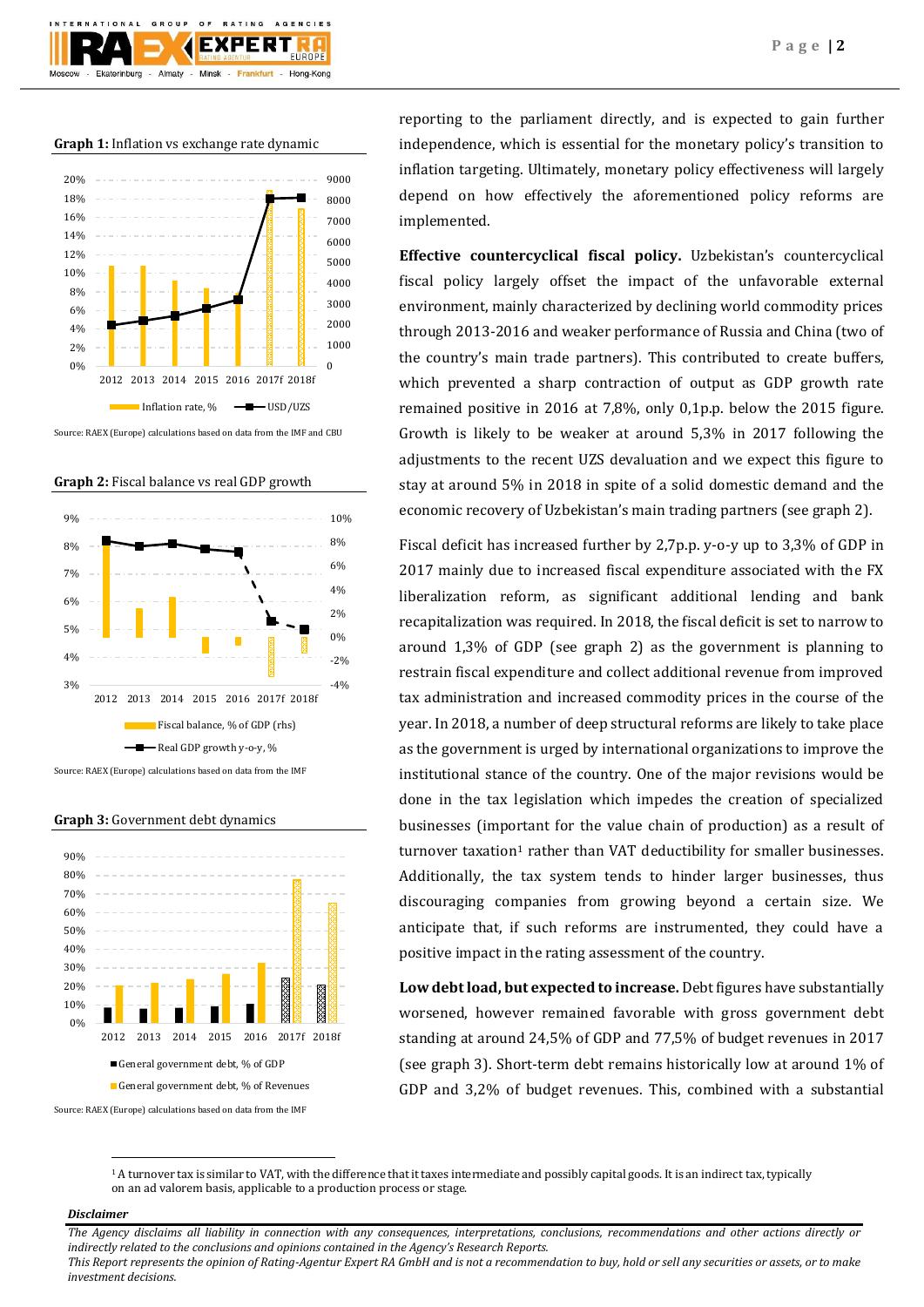**Graph 1:** Inflation vs exchange rate dynamic

Source: RAEX (Europe) calculations based on data from the IMF and CBU

**Graph 2:** Fiscal balance vs real GDP growth

Source: RAEX (Europe) calculations based on data from the IMF

**Graph 3:** Government debt dynamics

Source: RAEX (Europe) calculations based on data from the IMF

reporting to the parliament directly, and is expected to gain further independence, which is essential for the monetary policy's transition to inflation targeting. Ultimately, monetary policy effectiveness will largely depend on how effectively the aforementioned policy reforms are implemented.

**Effective countercyclical fiscal policy.** Uzbekistan's countercyclical fiscal policy largely offset the impact of the unfavorable external environment, mainly characterized by declining world commodity prices through 2013-2016 and weaker performance of Russia and China (two of the country's main trade partners). This contributed to create buffers, which prevented a sharp contraction of output as GDP growth rate remained positive in 2016 at 7,8%, only 0,1p.p. below the 2015 figure. Growth is likely to be weaker at around 5,3% in 2017 following the adjustments to the recent UZS devaluation and we expect this figure to stay at around 5% in 2018 in spite of a solid domestic demand and the economic recovery of Uzbekistan's main trading partners (see graph 2).

Fiscal deficit has increased further by 2,7p.p. y-o-y up to 3,3% of GDP in 2017 mainly due to increased fiscal expenditure associated with the FX liberalization reform, as significant additional lending and bank recapitalization was required. In 2018, the fiscal deficit is set to narrow to around 1,3% of GDP (see graph 2) as the government is planning to restrain fiscal expenditure and collect additional revenue from improved tax administration and increased commodity prices in the course of the year. In 2018, a number of deep structural reforms are likely to take place as the government is urged by international organizations to improve the institutional stance of the country. One of the major revisions would be done in the tax legislation which impedes the creation of specialized businesses (important for the value chain of production) as a result of turnover taxation[1] rather than VAT deductibility for smaller businesses. Additionally, the tax system tends to hinder larger businesses, thus discouraging companies from growing beyond a certain size. We anticipate that, if such reforms are instrumented, they could have a positive impact in the rating assessment of the country.

**Low debt load, but expected to increase.** Debt figures have substantially worsened, however remained favorable with gross government debt standing at around 24,5% of GDP and 77,5% of budget revenues in 2017 (see graph 3). Short-term debt remains historically low at around 1% of GDP and 3,2% of budget revenues. This, combined with a substantial

[1] A turnover tax is similar to VAT, with the difference that it taxes intermediate and possibly capital goods. It is an indirect tax, typically on an ad valorem basis, applicable to a production process or stage.

***Disclaimer***

*The Agency disclaims all liability in connection with any consequences, interpretations, conclusions, recommendations and other actions directly or indirectly related to the conclusions and opinions contained in the Agency's Research Reports.*
*This Report represents the opinion of Rating-Agentur Expert RA GmbH and is not a recommendation to buy, hold or sell any securities or assets, or to make investment decisions.*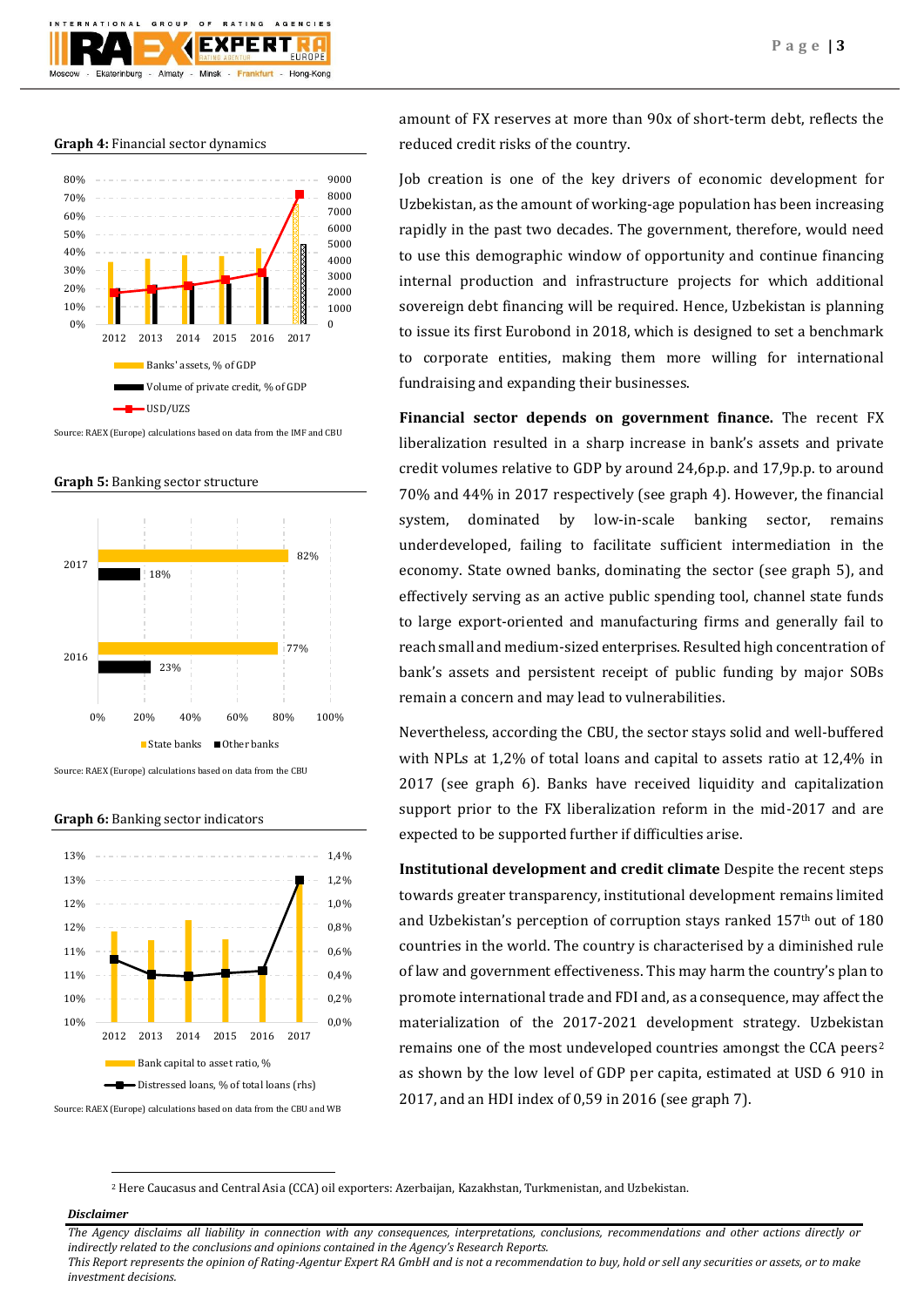**Graph 4:** Financial sector dynamics

Source: RAEX (Europe) calculations based on data from the IMF and CBU

**Graph 5:** Banking sector structure

Source: RAEX (Europe) calculations based on data from the CBU

**Graph 6:** Banking sector indicators

Source: RAEX (Europe) calculations based on data from the CBU and WB

amount of FX reserves at more than 90x of short-term debt, reflects the reduced credit risks of the country.

Job creation is one of the key drivers of economic development for Uzbekistan, as the amount of working-age population has been increasing rapidly in the past two decades. The government, therefore, would need to use this demographic window of opportunity and continue financing internal production and infrastructure projects for which additional sovereign debt financing will be required. Hence, Uzbekistan is planning to issue its first Eurobond in 2018, which is designed to set a benchmark to corporate entities, making them more willing for international fundraising and expanding their businesses.

**Financial sector depends on government finance.** The recent FX liberalization resulted in a sharp increase in bank's assets and private credit volumes relative to GDP by around 24,6p.p. and 17,9p.p. to around 70% and 44% in 2017 respectively (see graph 4). However, the financial system, dominated by low-in-scale banking sector, remains underdeveloped, failing to facilitate sufficient intermediation in the economy. State owned banks, dominating the sector (see graph 5), and effectively serving as an active public spending tool, channel state funds to large export-oriented and manufacturing firms and generally fail to reach small and medium-sized enterprises. Resulted high concentration of bank's assets and persistent receipt of public funding by major SOBs remain a concern and may lead to vulnerabilities.

Nevertheless, according the CBU, the sector stays solid and well-buffered with NPLs at 1,2% of total loans and capital to assets ratio at 12,4% in 2017 (see graph 6). Banks have received liquidity and capitalization support prior to the FX liberalization reform in the mid-2017 and are expected to be supported further if difficulties arise.

**Institutional development and credit climate** Despite the recent steps towards greater transparency, institutional development remains limited and Uzbekistan's perception of corruption stays ranked 157th out of 180 countries in the world. The country is characterised by a diminished rule of law and government effectiveness. This may harm the country's plan to promote international trade and FDI and, as a consequence, may affect the materialization of the 2017-2021 development strategy. Uzbekistan remains one of the most undeveloped countries amongst the CCA peers[2] as shown by the low level of GDP per capita, estimated at USD 6 910 in 2017, and an HDI index of 0,59 in 2016 (see graph 7).

[2] Here Caucasus and Central Asia (CCA) oil exporters: Azerbaijan, Kazakhstan, Turkmenistan, and Uzbekistan.

***Disclaimer***

*The Agency disclaims all liability in connection with any consequences, interpretations, conclusions, recommendations and other actions directly or indirectly related to the conclusions and opinions contained in the Agency's Research Reports.*
*This Report represents the opinion of Rating-Agentur Expert RA GmbH and is not a recommendation to buy, hold or sell any securities or assets, or to make investment decisions.*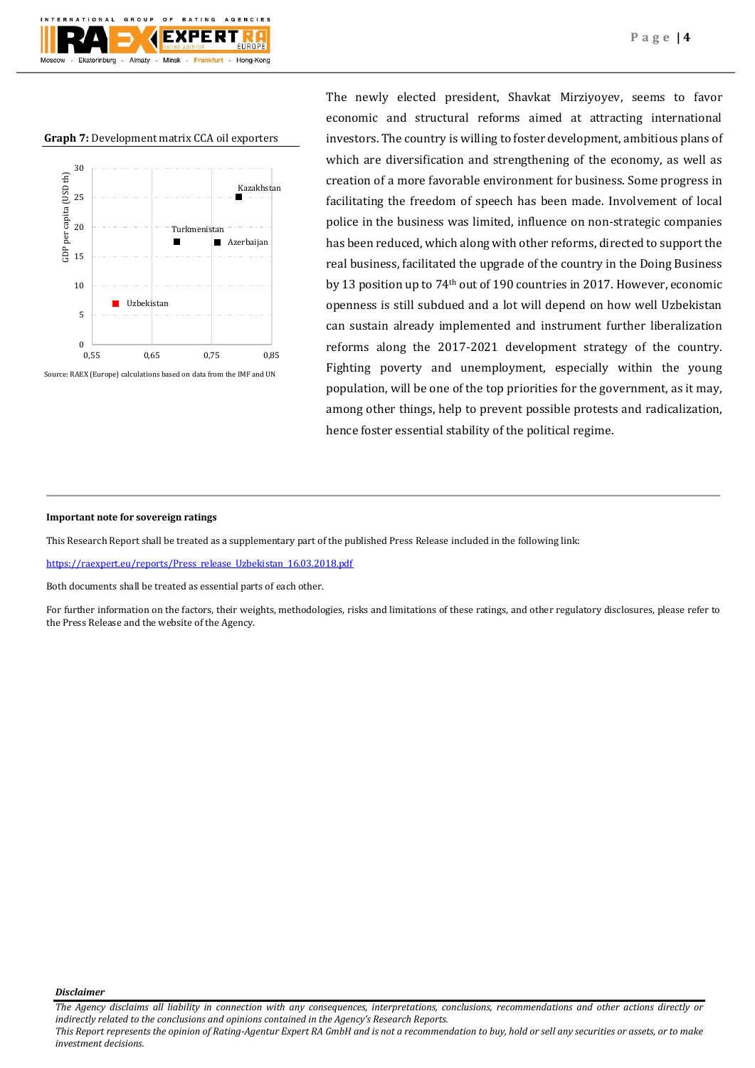**Graph 7:** Development matrix CCA oil exporters

GDP per capita (USD th)

30
25
20
15
10
5
0

0,55
0,65
0,75
0,85

Kazakhstan
Turkmenistan
Azerbaijan
Uzbekistan

Source: RAEX (Europe) calculations based on data from the IMF and UN

The newly elected president, Shavkat Mirziyoyev, seems to favor economic and structural reforms aimed at attracting international investors. The country is willing to foster development, ambitious plans of which are diversification and strengthening of the economy, as well as creation of a more favorable environment for business. Some progress in facilitating the freedom of speech has been made. Involvement of local police in the business was limited, influence on non-strategic companies has been reduced, which along with other reforms, directed to support the real business, facilitated the upgrade of the country in the Doing Business by 13 position up to 74th out of 190 countries in 2017. However, economic openness is still subdued and a lot will depend on how well Uzbekistan can sustain already implemented and instrument further liberalization reforms along the 2017-2021 development strategy of the country. Fighting poverty and unemployment, especially within the young population, will be one of the top priorities for the government, as it may, among other things, help to prevent possible protests and radicalization, hence foster essential stability of the political regime.

---

**Important note for sovereign ratings**

This Research Report shall be treated as a supplementary part of the published Press Release included in the following link:

https://raexpert.eu/reports/Press_release_Uzbekistan_16.03.2018.pdf

Both documents shall be treated as essential parts of each other.

For further information on the factors, their weights, methodologies, risks and limitations of these ratings, and other regulatory disclosures, please refer to the Press Release and the website of the Agency.

***Disclaimer***

*The Agency disclaims all liability in connection with any consequences, interpretations, conclusions, recommendations and other actions directly or indirectly related to the conclusions and opinions contained in the Agency's Research Reports.*
*This Report represents the opinion of Rating-Agentur Expert RA GmbH and is not a recommendation to buy, hold or sell any securities or assets, or to make investment decisions.*